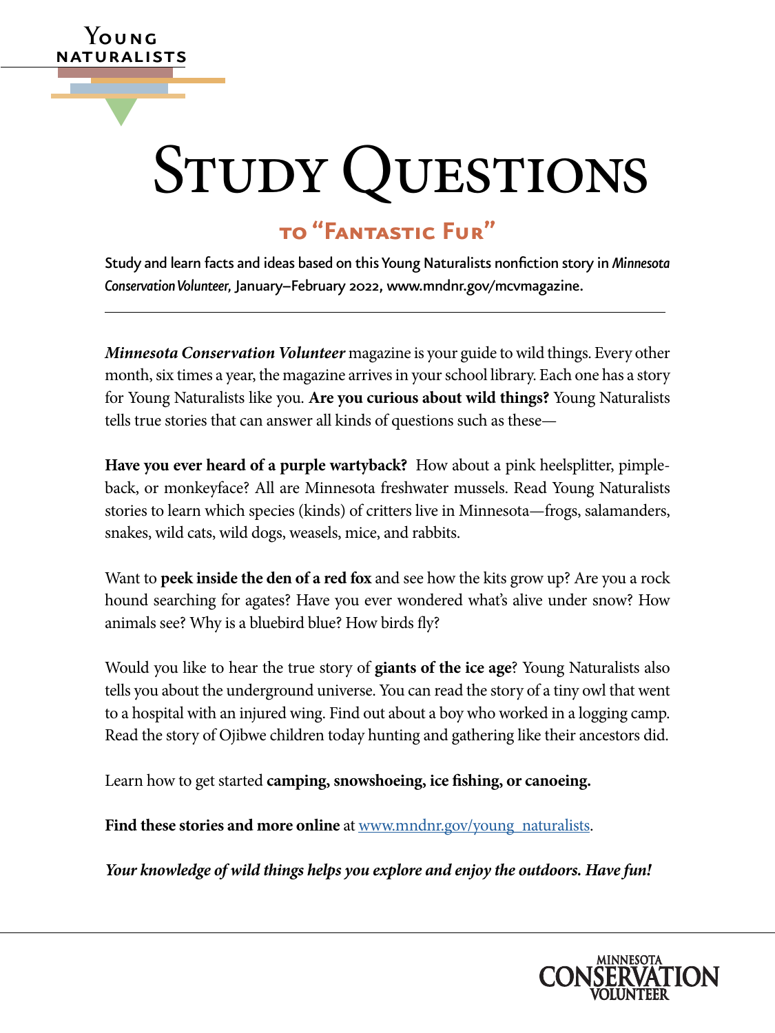Young Naturalists

# Study Questions

## to "Fantastic Fur"

Study and learn facts and ideas based on this Young Naturalists nonfiction story in *Minnesota Conservation Volunteer*, January–February 2022, www.mndnr.gov/mcvmagazine.

***Minnesota Conservation Volunteer*** magazine is your guide to wild things. Every other month, six times a year, the magazine arrives in your school library. Each one has a story for Young Naturalists like you. **Are you curious about wild things?** Young Naturalists tells true stories that can answer all kinds of questions such as these—

**Have you ever heard of a purple wartyback?** How about a pink heelsplitter, pimpleback, or monkeyface? All are Minnesota freshwater mussels. Read Young Naturalists stories to learn which species (kinds) of critters live in Minnesota—frogs, salamanders, snakes, wild cats, wild dogs, weasels, mice, and rabbits.

Want to **peek inside the den of a red fox** and see how the kits grow up? Are you a rock hound searching for agates? Have you ever wondered what's alive under snow? How animals see? Why is a bluebird blue? How birds fly?

Would you like to hear the true story of **giants of the ice age**? Young Naturalists also tells you about the underground universe. You can read the story of a tiny owl that went to a hospital with an injured wing. Find out about a boy who worked in a logging camp. Read the story of Ojibwe children today hunting and gathering like their ancestors did.

Learn how to get started **camping, snowshoeing, ice fishing, or canoeing.**

**Find these stories and more online** at [www.mndnr.gov/young_naturalists](www.mndnr.gov/young_naturalists).

***Your knowledge of wild things helps you explore and enjoy the outdoors. Have fun!***

Minnesota Conservation Volunteer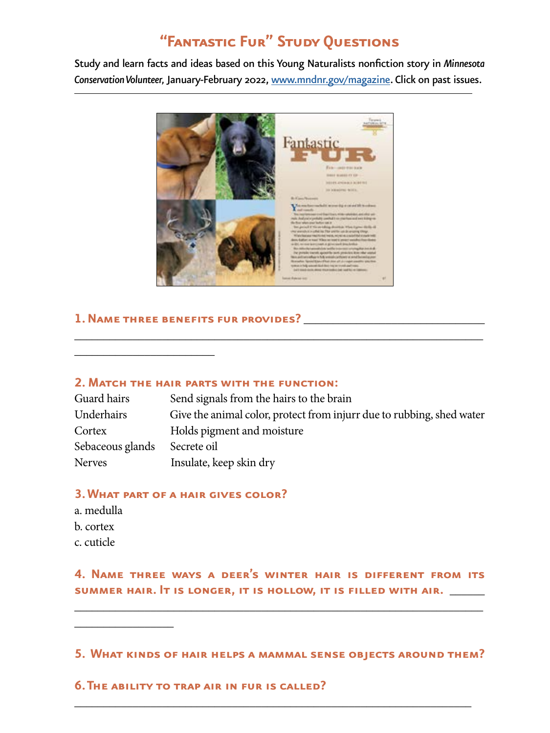# "Fantastic Fur" Study Questions

Study and learn facts and ideas based on this Young Naturalists nonfiction story in *Minnesota Conservation Volunteer*, January-February 2022, www.mndnr.gov/magazine. Click on past issues.

---

**1. Name three benefits fur provides?** ______________________________

______________________________________________________________

________________________

**2. Match the hair parts with the function:**

| | |
|---|---|
| Guard hairs | Send signals from the hairs to the brain |
| Underhairs | Give the animal color, protect from injurr due to rubbing, shed water |
| Cortex | Holds pigment and moisture |
| Sebaceous glands | Secrete oil |
| Nerves | Insulate, keep skin dry |

**3. What part of a hair gives color?**

a. medulla

b. cortex

c. cuticle

**4. Name three ways a deer's winter hair is different from its summer hair. It is longer, it is hollow, it is filled with air.** ______

______________________________________________________________

________________

**5. What kinds of hair helps a mammal sense objects around them?**

**6. The ability to trap air in fur is called?**

______________________________________________________________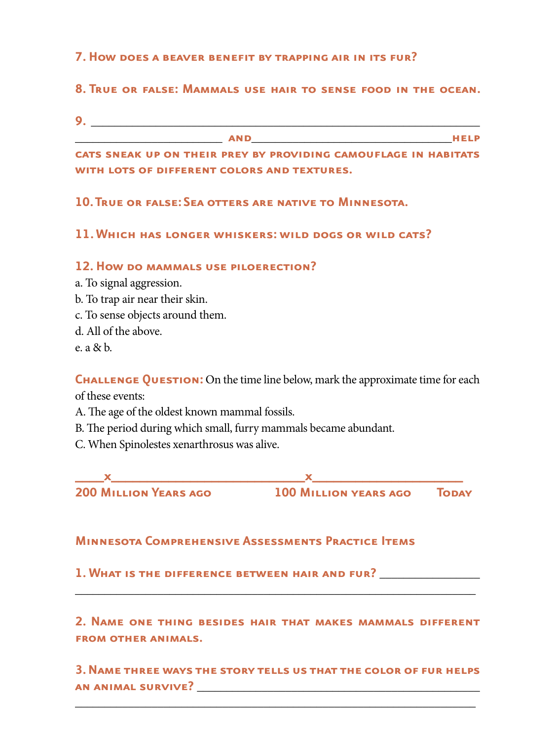**7. How does a beaver benefit by trapping air in its fur?**

**8. True or false: Mammals use hair to sense food in the ocean.**

**9. ________________________________________________________________ ________________________ and _______________________________ help cats sneak up on their prey by providing camouflage in habitats with lots of different colors and textures.**

**10. True or false: Sea otters are native to Minnesota.**

**11. Which has longer whiskers: wild dogs or wild cats?**

**12. How do mammals use piloerection?**

a. To signal aggression.
b. To trap air near their skin.
c. To sense objects around them.
d. All of the above.
e. a & b.

**Challenge Question:** On the time line below, mark the approximate time for each of these events:

A. The age of the oldest known mammal fossils.
B. The period during which small, furry mammals became abundant.
C. When Spinolestes xenarthrosus was alive.

```
_____x_______________________________x______________________
200 Million Years ago             100 Million years ago       Today
```

## Minnesota Comprehensive Assessments Practice Items

**1. What is the difference between hair and fur?** ________________
________________________________________________________________

**2. Name one thing besides hair that makes mammals different from other animals.**

**3. Name three ways the story tells us that the color of fur helps an animal survive?** ________________________________________________
________________________________________________________________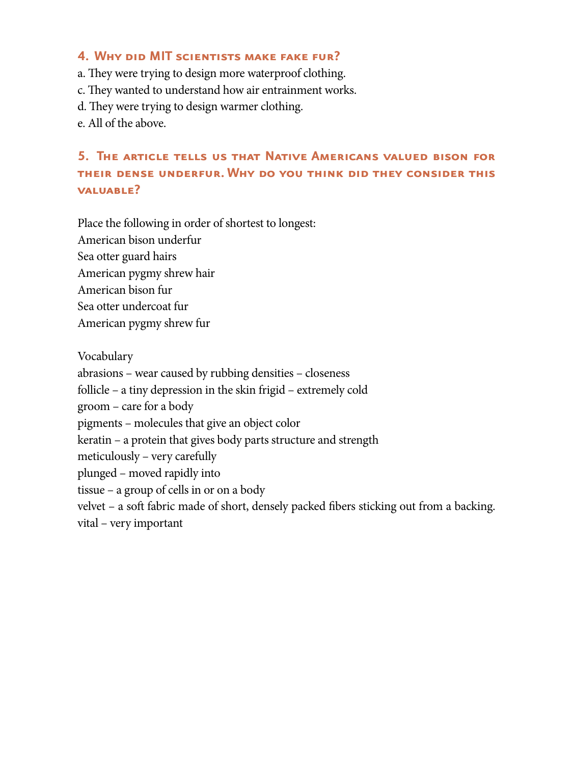### 4. Why did MIT scientists make fake fur?

a. They were trying to design more waterproof clothing.
c. They wanted to understand how air entrainment works.
d. They were trying to design warmer clothing.
e. All of the above.

### 5. The article tells us that Native Americans valued bison for their dense underfur. Why do you think did they consider this valuable?

Place the following in order of shortest to longest:
American bison underfur
Sea otter guard hairs
American pygmy shrew hair
American bison fur
Sea otter undercoat fur
American pygmy shrew fur

Vocabulary
abrasions – wear caused by rubbing densities – closeness
follicle – a tiny depression in the skin frigid – extremely cold
groom – care for a body
pigments – molecules that give an object color
keratin – a protein that gives body parts structure and strength
meticulously – very carefully
plunged – moved rapidly into
tissue – a group of cells in or on a body
velvet – a soft fabric made of short, densely packed fibers sticking out from a backing.
vital – very important